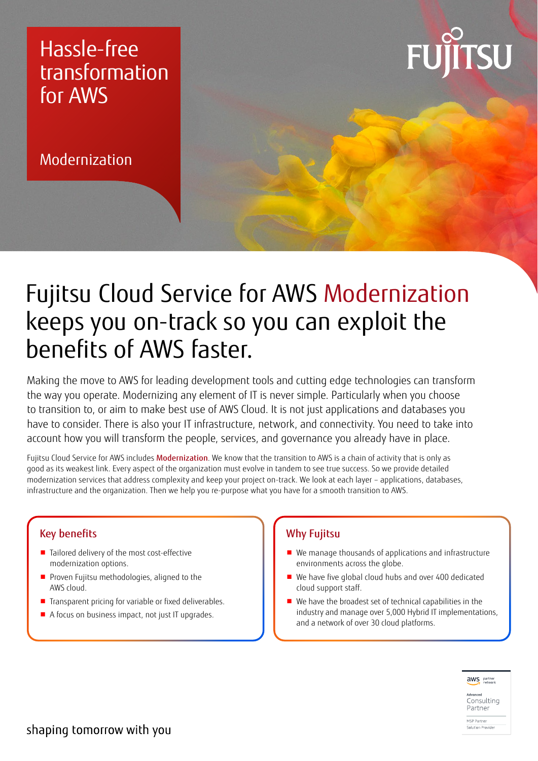# Hassle-free transformation for AWS

## Modernization

FUJITSU

# Fujitsu Cloud Service for AWS Modernization keeps you on-track so you can exploit the benefits of AWS faster.

Making the move to AWS for leading development tools and cutting edge technologies can transform the way you operate. Modernizing any element of IT is never simple. Particularly when you choose to transition to, or aim to make best use of AWS Cloud. It is not just applications and databases you have to consider. There is also your IT infrastructure, network, and connectivity. You need to take into account how you will transform the people, services, and governance you already have in place.

Fujitsu Cloud Service for AWS includes **Modernization**. We know that the transition to AWS is a chain of activity that is only as good as its weakest link. Every aspect of the organization must evolve in tandem to see true success. So we provide detailed modernization services that address complexity and keep your project on-track. We look at each layer – applications, databases, infrastructure and the organization. Then we help you re-purpose what you have for a smooth transition to AWS.

### Key benefits

- Tailored delivery of the most cost-effective modernization options.
- Proven Fujitsu methodologies, aligned to the AWS cloud.
- Transparent pricing for variable or fixed deliverables.
- A focus on business impact, not just IT upgrades.

### Why Fujitsu

- We manage thousands of applications and infrastructure environments across the globe.
- We have five global cloud hubs and over 400 dedicated cloud support staff.
- We have the broadest set of technical capabilities in the industry and manage over 5,000 Hybrid IT implementations, and a network of over 30 cloud platforms.

aws partner network
Advanced Consulting Partner
MSP Partner
Solution Provider

shaping tomorrow with you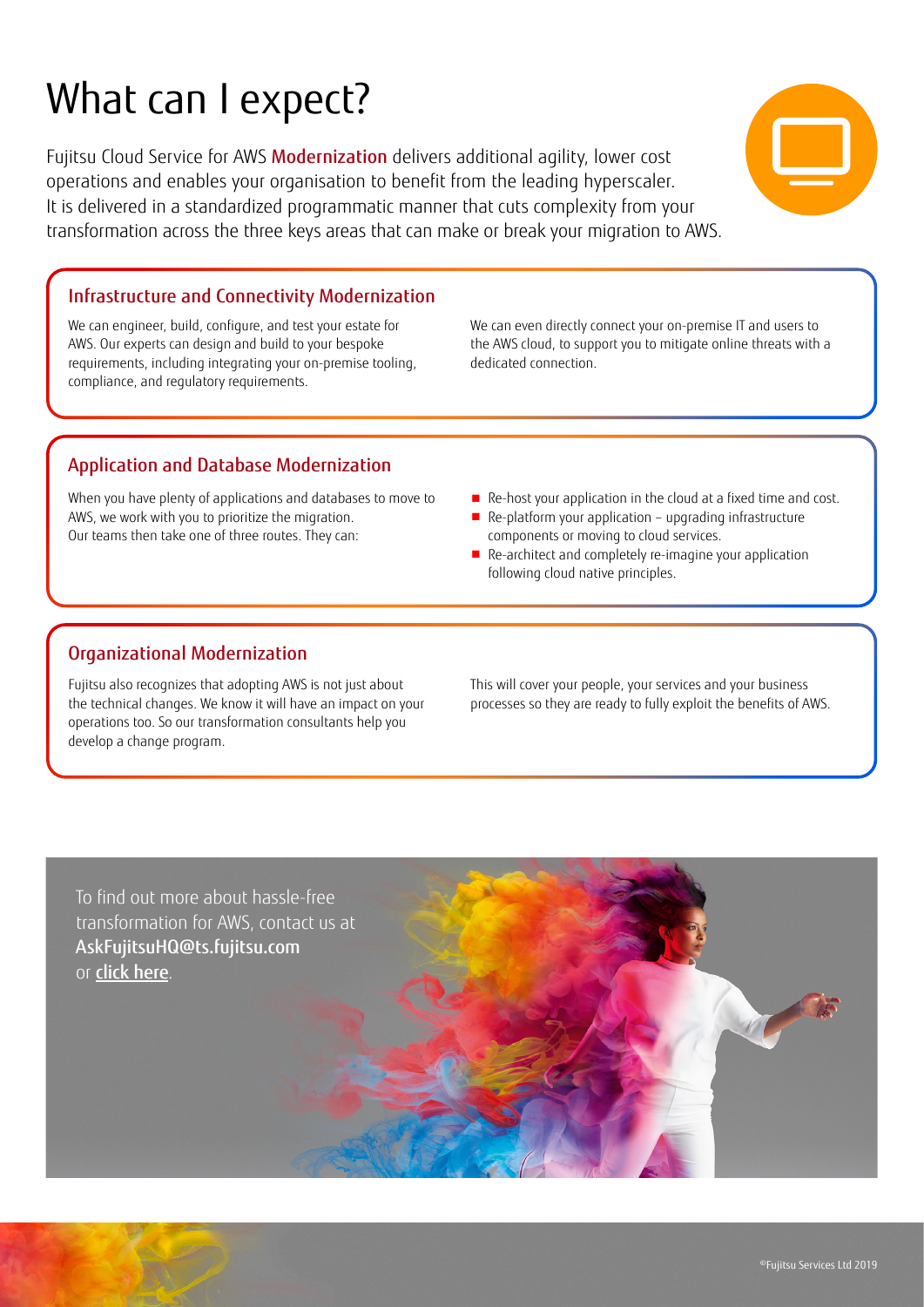# What can I expect?

Fujitsu Cloud Service for AWS **Modernization** delivers additional agility, lower cost operations and enables your organisation to benefit from the leading hyperscaler. It is delivered in a standardized programmatic manner that cuts complexity from your transformation across the three keys areas that can make or break your migration to AWS.

## Infrastructure and Connectivity Modernization

We can engineer, build, configure, and test your estate for AWS. Our experts can design and build to your bespoke requirements, including integrating your on-premise tooling, compliance, and regulatory requirements.

We can even directly connect your on-premise IT and users to the AWS cloud, to support you to mitigate online threats with a dedicated connection.

## Application and Database Modernization

When you have plenty of applications and databases to move to AWS, we work with you to prioritize the migration. Our teams then take one of three routes. They can:

- Re-host your application in the cloud at a fixed time and cost.
- Re-platform your application – upgrading infrastructure components or moving to cloud services.
- Re-architect and completely re-imagine your application following cloud native principles.

## Organizational Modernization

Fujitsu also recognizes that adopting AWS is not just about the technical changes. We know it will have an impact on your operations too. So our transformation consultants help you develop a change program.

This will cover your people, your services and your business processes so they are ready to fully exploit the benefits of AWS.

To find out more about hassle-free transformation for AWS, contact us at **AskFujitsuHQ@ts.fujitsu.com** or **click here**.

©Fujitsu Services Ltd 2019